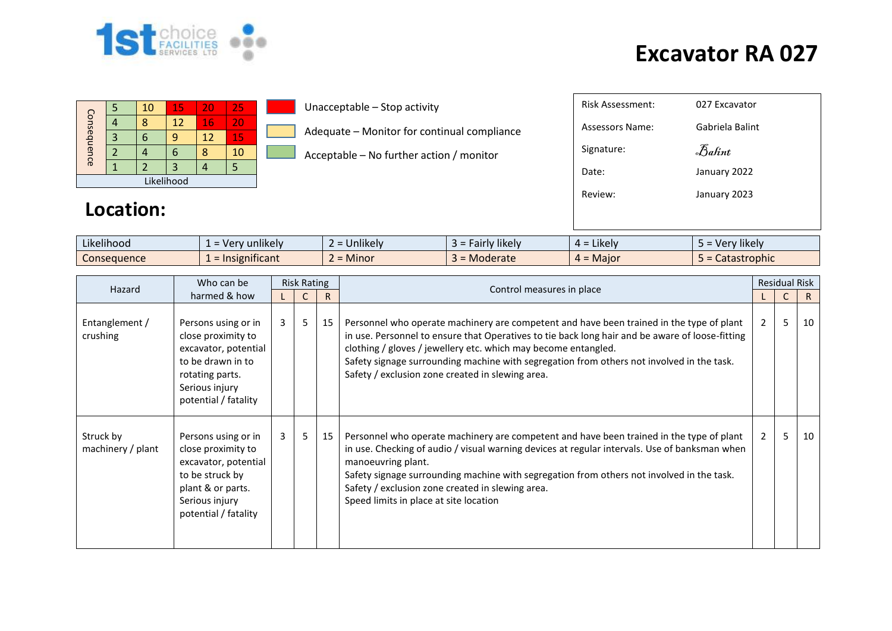# Excavator RA 027

| Consequence | | | | | |
|---|---|---|---|---|---|
| 5 | 5 | 10 | 15 | 20 | 25 |
| 4 | 4 | 8 | 12 | 16 | 20 |
| 3 | 3 | 6 | 9 | 12 | 15 |
| 2 | 2 | 4 | 6 | 8 | 10 |
| 1 | 1 | 2 | 3 | 4 | 5 |
| Likelihood | | | | | |

- Unacceptable – Stop activity
- Adequate – Monitor for continual compliance
- Acceptable – No further action / monitor

| | |
|---|---|
| Risk Assessment: | 027 Excavator |
| Assessors Name: | Gabriela Balint |
| Signature: | Balint |
| Date: | January 2022 |
| Review: | January 2023 |

## Location:

| | | | | | |
|---|---|---|---|---|---|
| Likelihood | 1 = Very unlikely | 2 = Unlikely | 3 = Fairly likely | 4 = Likely | 5 = Very likely |
| Consequence | 1 = Insignificant | 2 = Minor | 3 = Moderate | 4 = Major | 5 = Catastrophic |

| Hazard | Who can be harmed & how | Risk Rating | | | Control measures in place | Residual Risk | | |
|---|---|---|---|---|---|---|---|---|
| | | L | C | R | | L | C | R |
| Entanglement / crushing | Persons using or in close proximity to excavator, potential to be drawn in to rotating parts. Serious injury potential / fatality | 3 | 5 | 15 | Personnel who operate machinery are competent and have been trained in the type of plant in use. Personnel to ensure that Operatives to tie back long hair and be aware of loose-fitting clothing / gloves / jewellery etc. which may become entangled.<br>Safety signage surrounding machine with segregation from others not involved in the task.<br>Safety / exclusion zone created in slewing area. | 2 | 5 | 10 |
| Struck by machinery / plant | Persons using or in close proximity to excavator, potential to be struck by plant & or parts. Serious injury potential / fatality | 3 | 5 | 15 | Personnel who operate machinery are competent and have been trained in the type of plant in use. Checking of audio / visual warning devices at regular intervals. Use of banksman when manoeuvring plant.<br>Safety signage surrounding machine with segregation from others not involved in the task.<br>Safety / exclusion zone created in slewing area.<br>Speed limits in place at site location | 2 | 5 | 10 |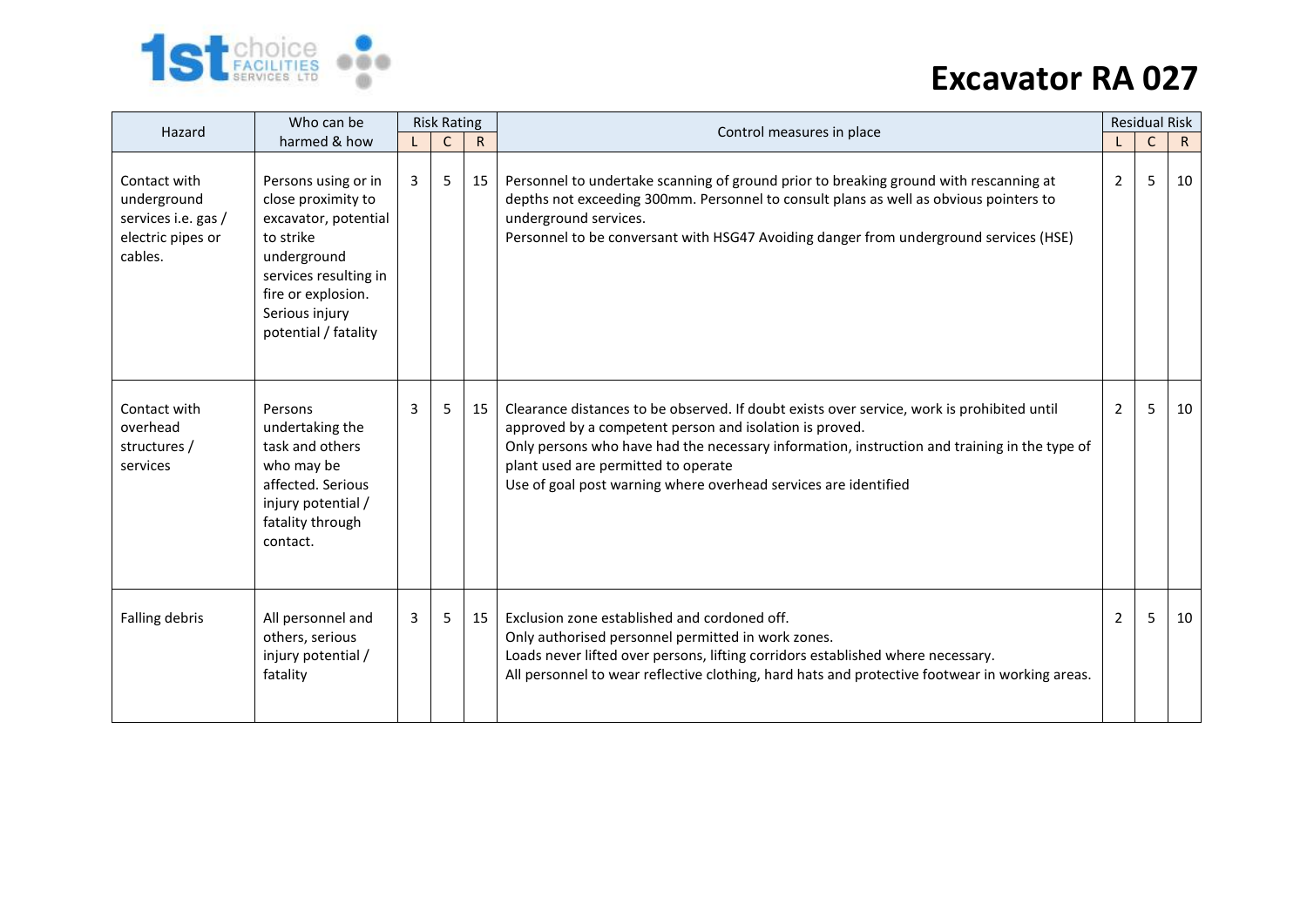# Excavator RA 027

| Hazard | Who can be harmed & how | Risk Rating | | | Control measures in place | Residual Risk | | |
|---|---|---|---|---|---|---|---|---|
| | | L | C | R | | L | C | R |
| Contact with underground services i.e. gas / electric pipes or cables. | Persons using or in close proximity to excavator, potential to strike underground services resulting in fire or explosion. Serious injury potential / fatality | 3 | 5 | 15 | Personnel to undertake scanning of ground prior to breaking ground with rescanning at depths not exceeding 300mm. Personnel to consult plans as well as obvious pointers to underground services.<br>Personnel to be conversant with HSG47 Avoiding danger from underground services (HSE) | 2 | 5 | 10 |
| Contact with overhead structures / services | Persons undertaking the task and others who may be affected. Serious injury potential / fatality through contact. | 3 | 5 | 15 | Clearance distances to be observed. If doubt exists over service, work is prohibited until approved by a competent person and isolation is proved.<br>Only persons who have had the necessary information, instruction and training in the type of plant used are permitted to operate<br>Use of goal post warning where overhead services are identified | 2 | 5 | 10 |
| Falling debris | All personnel and others, serious injury potential / fatality | 3 | 5 | 15 | Exclusion zone established and cordoned off.<br>Only authorised personnel permitted in work zones.<br>Loads never lifted over persons, lifting corridors established where necessary.<br>All personnel to wear reflective clothing, hard hats and protective footwear in working areas. | 2 | 5 | 10 |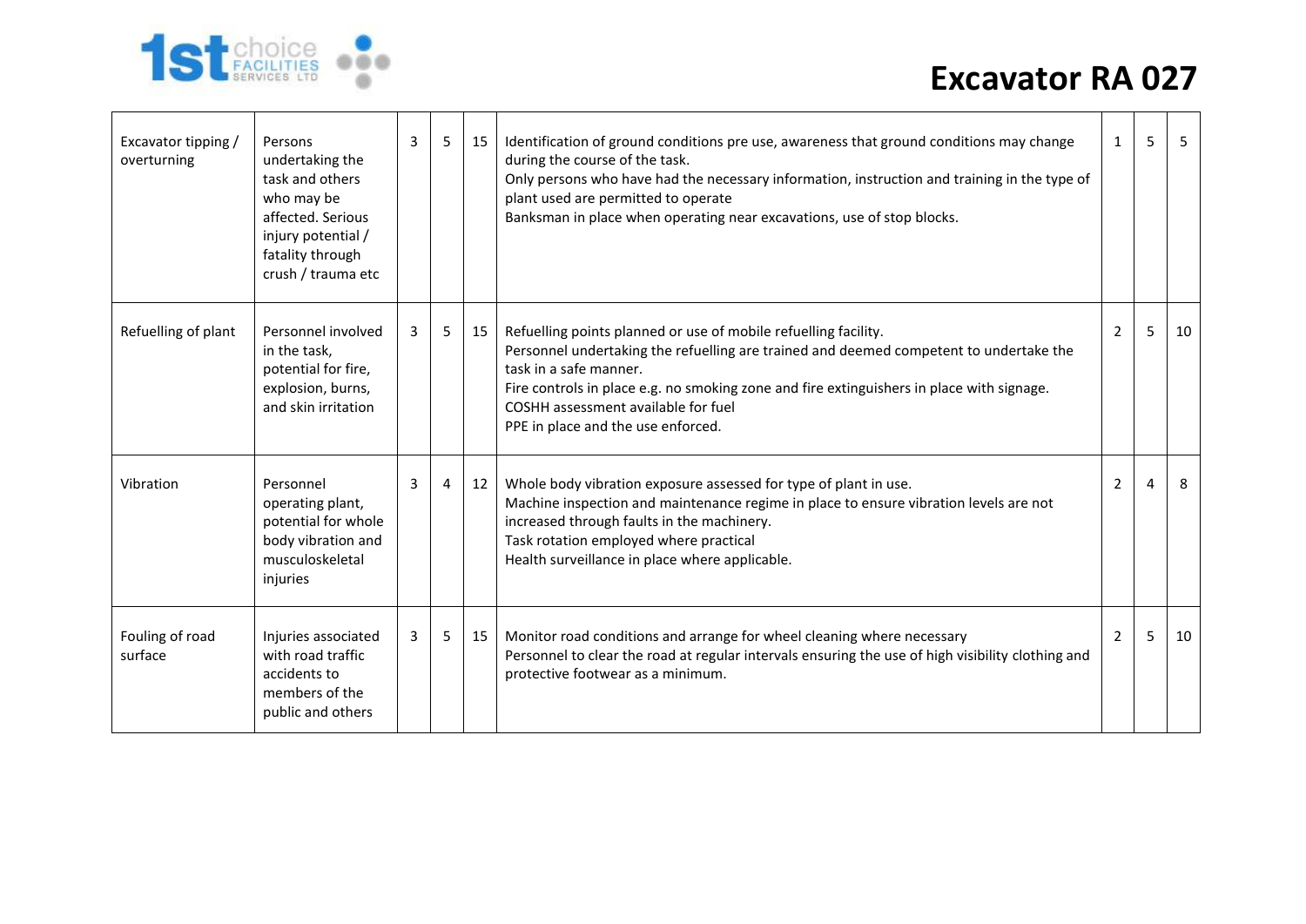# Excavator RA 027

| | | | | | | | | |
|---|---|---|---|---|---|---|---|---|
| Excavator tipping / overturning | Persons undertaking the task and others who may be affected. Serious injury potential / fatality through crush / trauma etc | 3 | 5 | 15 | Identification of ground conditions pre use, awareness that ground conditions may change during the course of the task.<br>Only persons who have had the necessary information, instruction and training in the type of plant used are permitted to operate<br>Banksman in place when operating near excavations, use of stop blocks. | 1 | 5 | 5 |
| Refuelling of plant | Personnel involved in the task, potential for fire, explosion, burns, and skin irritation | 3 | 5 | 15 | Refuelling points planned or use of mobile refuelling facility.<br>Personnel undertaking the refuelling are trained and deemed competent to undertake the task in a safe manner.<br>Fire controls in place e.g. no smoking zone and fire extinguishers in place with signage.<br>COSHH assessment available for fuel<br>PPE in place and the use enforced. | 2 | 5 | 10 |
| Vibration | Personnel operating plant, potential for whole body vibration and musculoskeletal injuries | 3 | 4 | 12 | Whole body vibration exposure assessed for type of plant in use.<br>Machine inspection and maintenance regime in place to ensure vibration levels are not increased through faults in the machinery.<br>Task rotation employed where practical<br>Health surveillance in place where applicable. | 2 | 4 | 8 |
| Fouling of road surface | Injuries associated with road traffic accidents to members of the public and others | 3 | 5 | 15 | Monitor road conditions and arrange for wheel cleaning where necessary<br>Personnel to clear the road at regular intervals ensuring the use of high visibility clothing and protective footwear as a minimum. | 2 | 5 | 10 |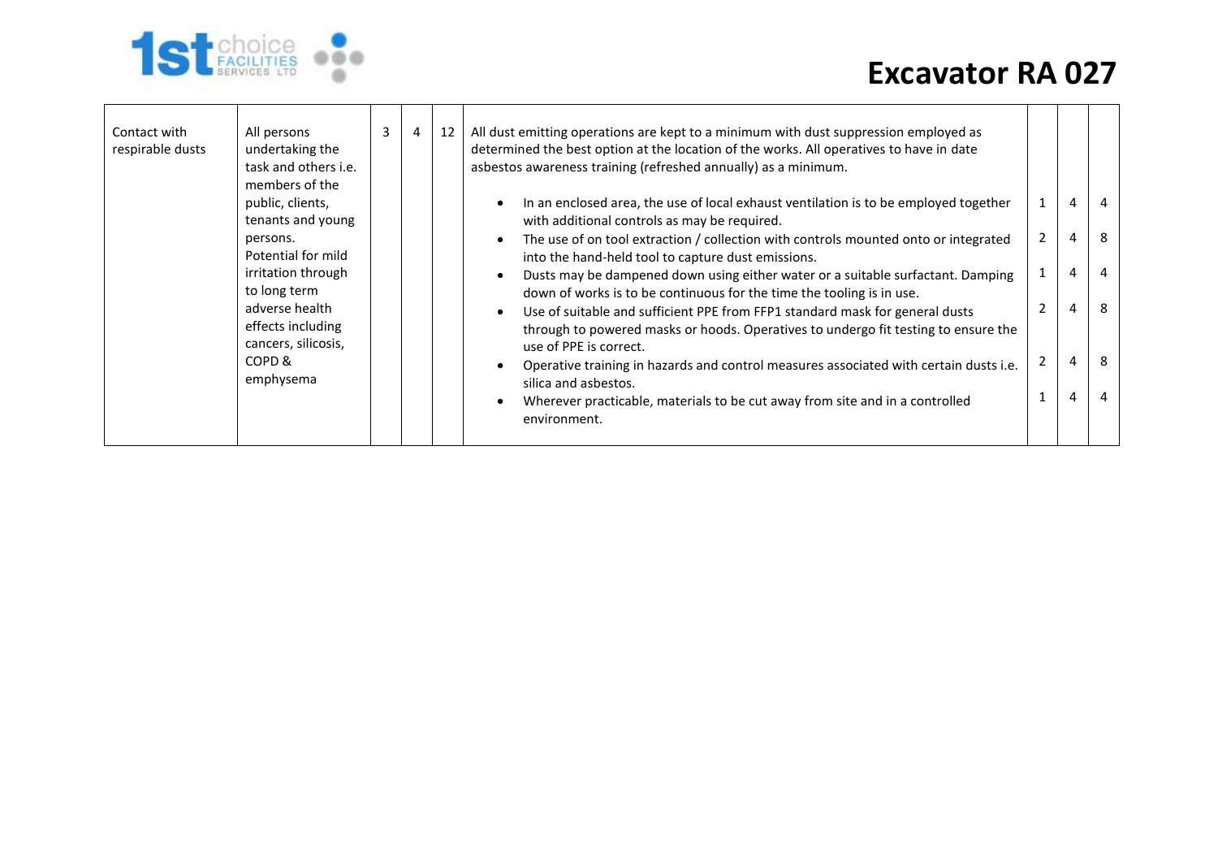# Excavator RA 027

| | | | | | | | | |
|---|---|---|---|---|---|---|---|---|
| Contact with respirable dusts | All persons undertaking the task and others i.e. members of the public, clients, tenants and young persons. Potential for mild irritation through to long term adverse health effects including cancers, silicosis, COPD & emphysema | 3 | 4 | 12 | All dust emitting operations are kept to a minimum with dust suppression employed as determined the best option at the location of the works. All operatives to have in date asbestos awareness training (refreshed annually) as a minimum. | | | |
| | | | | | • In an enclosed area, the use of local exhaust ventilation is to be employed together with additional controls as may be required. | 1 | 4 | 4 |
| | | | | | • The use of on tool extraction / collection with controls mounted onto or integrated into the hand-held tool to capture dust emissions. | 2 | 4 | 8 |
| | | | | | • Dusts may be dampened down using either water or a suitable surfactant. Damping down of works is to be continuous for the time the tooling is in use. | 1 | 4 | 4 |
| | | | | | • Use of suitable and sufficient PPE from FFP1 standard mask for general dusts through to powered masks or hoods. Operatives to undergo fit testing to ensure the use of PPE is correct. | 2 | 4 | 8 |
| | | | | | • Operative training in hazards and control measures associated with certain dusts i.e. silica and asbestos. | 2 | 4 | 8 |
| | | | | | • Wherever practicable, materials to be cut away from site and in a controlled environment. | 1 | 4 | 4 |